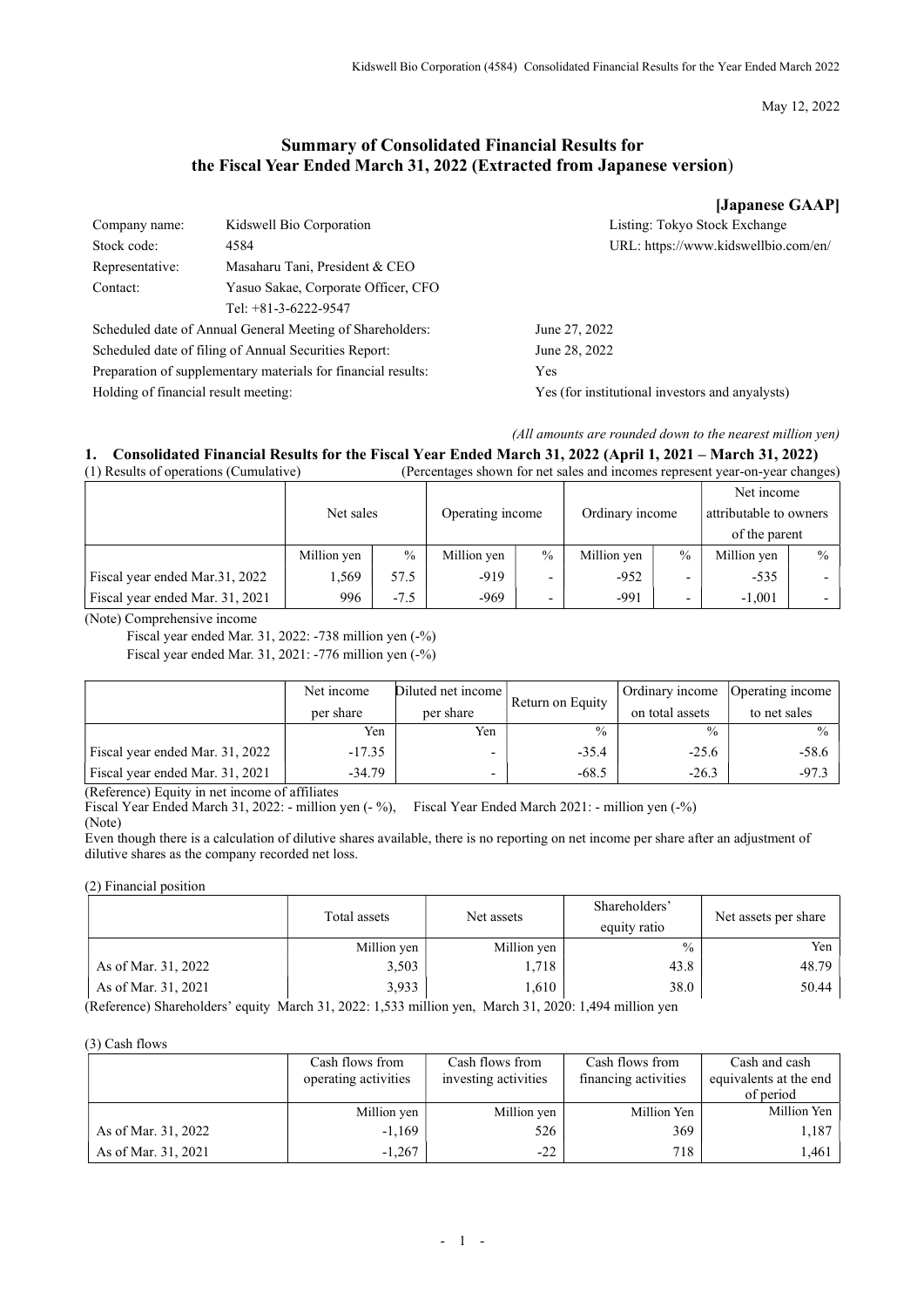May 12, 2022

# Summary of Consolidated Financial Results for the Fiscal Year Ended March 31, 2022 (Extracted from Japanese version)

**[Japanese GAAP]**

| | | |
|---|---|---|
| Company name: | Kidswell Bio Corporation | Listing: Tokyo Stock Exchange |
| Stock code: | 4584 | URL: https://www.kidswellbio.com/en/ |
| Representative: | Masaharu Tani, President & CEO | |
| Contact: | Yasuo Sakae, Corporate Officer, CFO | |
| | Tel: +81-3-6222-9547 | |

Scheduled date of Annual General Meeting of Shareholders: June 27, 2022
Scheduled date of filing of Annual Securities Report: June 28, 2022
Preparation of supplementary materials for financial results: Yes
Holding of financial result meeting: Yes (for institutional investors and anyalysts)

*(All amounts are rounded down to the nearest million yen)*

## 1. Consolidated Financial Results for the Fiscal Year Ended March 31, 2022 (April 1, 2021 – March 31, 2022)

(1) Results of operations (Cumulative) (Percentages shown for net sales and incomes represent year-on-year changes)

| | Net sales | | Operating income | | Ordinary income | | Net income attributable to owners of the parent | |
|---|---|---|---|---|---|---|---|---|
| | Million yen | % | Million yen | % | Million yen | % | Million yen | % |
| Fiscal year ended Mar.31, 2022 | 1,569 | 57.5 | -919 | - | -952 | - | -535 | - |
| Fiscal year ended Mar. 31, 2021 | 996 | -7.5 | -969 | - | -991 | - | -1,001 | - |

(Note) Comprehensive income
Fiscal year ended Mar. 31, 2022: -738 million yen (-%)
Fiscal year ended Mar. 31, 2021: -776 million yen (-%)

| | Net income per share | Diluted net income per share | Return on Equity | Ordinary income on total assets | Operating income to net sales |
|---|---|---|---|---|---|
| | Yen | Yen | % | % | % |
| Fiscal year ended Mar. 31, 2022 | -17.35 | - | -35.4 | -25.6 | -58.6 |
| Fiscal year ended Mar. 31, 2021 | -34.79 | - | -68.5 | -26.3 | -97.3 |

(Reference) Equity in net income of affiliates
Fiscal Year Ended March 31, 2022: - million yen (- %), Fiscal Year Ended March 2021: - million yen (-%)
(Note)
Even though there is a calculation of dilutive shares available, there is no reporting on net income per share after an adjustment of dilutive shares as the company recorded net loss.

(2) Financial position

| | Total assets | Net assets | Shareholders' equity ratio | Net assets per share |
|---|---|---|---|---|
| | Million yen | Million yen | % | Yen |
| As of Mar. 31, 2022 | 3,503 | 1,718 | 43.8 | 48.79 |
| As of Mar. 31, 2021 | 3,933 | 1,610 | 38.0 | 50.44 |

(Reference) Shareholders' equity March 31, 2022: 1,533 million yen, March 31, 2020: 1,494 million yen

(3) Cash flows

| | Cash flows from operating activities | Cash flows from investing activities | Cash flows from financing activities | Cash and cash equivalents at the end of period |
|---|---|---|---|---|
| | Million yen | Million yen | Million Yen | Million Yen |
| As of Mar. 31, 2022 | -1,169 | 526 | 369 | 1,187 |
| As of Mar. 31, 2021 | -1,267 | -22 | 718 | 1,461 |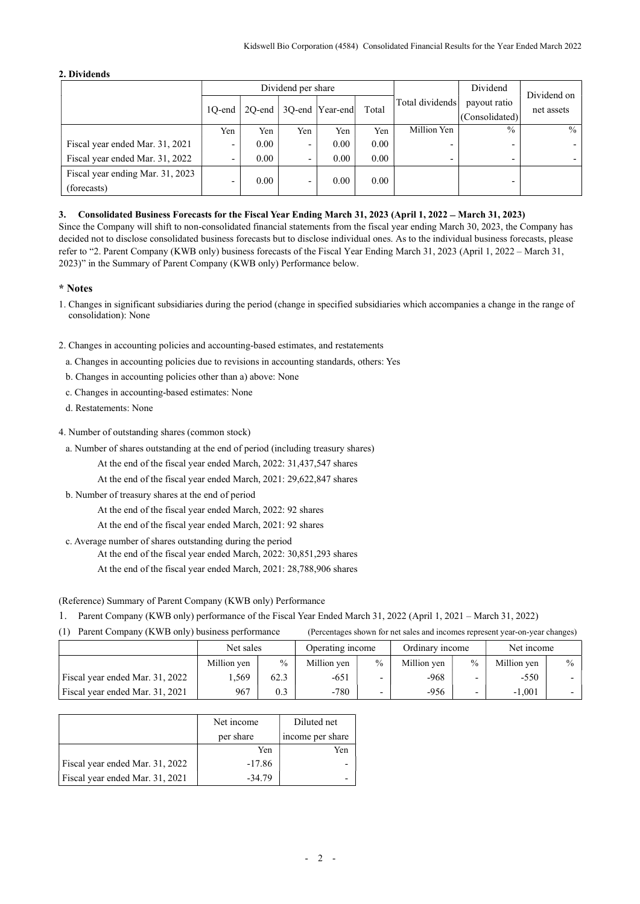## 2. Dividends

| | Dividend per share | | | | | Total dividends | Dividend payout ratio (Consolidated) | Dividend on net assets |
|---|---|---|---|---|---|---|---|---|
| | 1Q-end | 2Q-end | 3Q-end | Year-end | Total | | | |
| | Yen | Yen | Yen | Yen | Yen | Million Yen | % | % |
| Fiscal year ended Mar. 31, 2021 | - | 0.00 | - | 0.00 | 0.00 | - | - | - |
| Fiscal year ended Mar. 31, 2022 | - | 0.00 | - | 0.00 | 0.00 | - | - | - |
| Fiscal year ending Mar. 31, 2023 (forecasts) | - | 0.00 | - | 0.00 | 0.00 | | - | |

## 3. Consolidated Business Forecasts for the Fiscal Year Ending March 31, 2023 (April 1, 2022 – March 31, 2023)

Since the Company will shift to non-consolidated financial statements from the fiscal year ending March 30, 2023, the Company has decided not to disclose consolidated business forecasts but to disclose individual ones. As to the individual business forecasts, please refer to "2. Parent Company (KWB only) business forecasts of the Fiscal Year Ending March 31, 2023 (April 1, 2022 – March 31, 2023)" in the Summary of Parent Company (KWB only) Performance below.

## * Notes

1. Changes in significant subsidiaries during the period (change in specified subsidiaries which accompanies a change in the range of consolidation): None

2. Changes in accounting policies and accounting-based estimates, and restatements
   - a. Changes in accounting policies due to revisions in accounting standards, others: Yes
   - b. Changes in accounting policies other than a) above: None
   - c. Changes in accounting-based estimates: None
   - d. Restatements: None

4. Number of outstanding shares (common stock)
   - a. Number of shares outstanding at the end of period (including treasury shares)
     - At the end of the fiscal year ended March, 2022: 31,437,547 shares
     - At the end of the fiscal year ended March, 2021: 29,622,847 shares
   - b. Number of treasury shares at the end of period
     - At the end of the fiscal year ended March, 2022: 92 shares
     - At the end of the fiscal year ended March, 2021: 92 shares
   - c. Average number of shares outstanding during the period
     - At the end of the fiscal year ended March, 2022: 30,851,293 shares
     - At the end of the fiscal year ended March, 2021: 28,788,906 shares

(Reference) Summary of Parent Company (KWB only) Performance

1. Parent Company (KWB only) performance of the Fiscal Year Ended March 31, 2022 (April 1, 2021 – March 31, 2022)

(1) Parent Company (KWB only) business performance (Percentages shown for net sales and incomes represent year-on-year changes)

| | Net sales | | Operating income | | Ordinary income | | Net income | |
|---|---|---|---|---|---|---|---|---|
| | Million yen | % | Million yen | % | Million yen | % | Million yen | % |
| Fiscal year ended Mar. 31, 2022 | 1,569 | 62.3 | -651 | - | -968 | - | -550 | - |
| Fiscal year ended Mar. 31, 2021 | 967 | 0.3 | -780 | - | -956 | - | -1,001 | - |

| | Net income per share | Diluted net income per share |
|---|---|---|
| | Yen | Yen |
| Fiscal year ended Mar. 31, 2022 | -17.86 | - |
| Fiscal year ended Mar. 31, 2021 | -34.79 | - |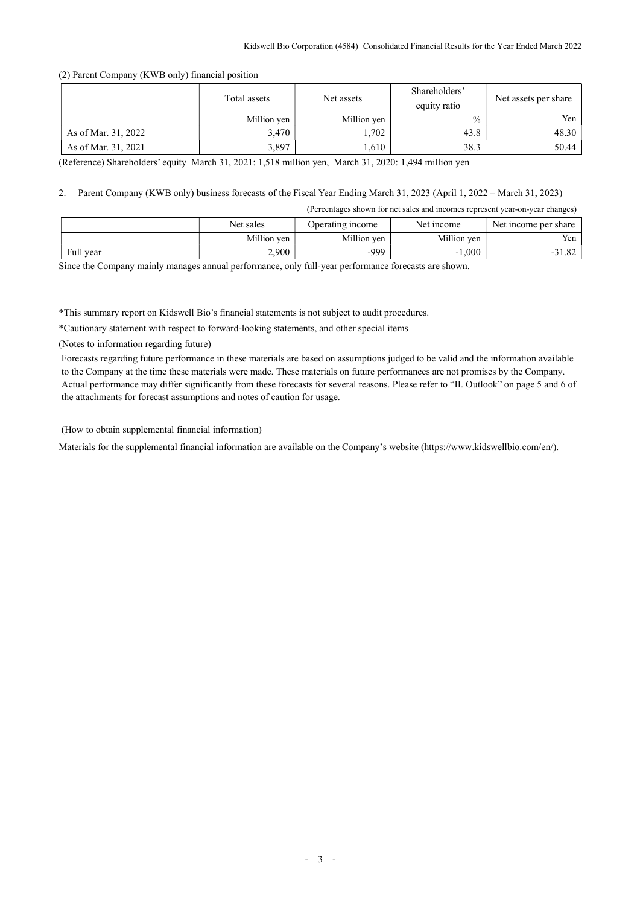(2) Parent Company (KWB only) financial position

| | Total assets | Net assets | Shareholders' equity ratio | Net assets per share |
|---|---|---|---|---|
| | Million yen | Million yen | % | Yen |
| As of Mar. 31, 2022 | 3,470 | 1,702 | 43.8 | 48.30 |
| As of Mar. 31, 2021 | 3,897 | 1,610 | 38.3 | 50.44 |

(Reference) Shareholders' equity March 31, 2021: 1,518 million yen, March 31, 2020: 1,494 million yen

2. Parent Company (KWB only) business forecasts of the Fiscal Year Ending March 31, 2023 (April 1, 2022 – March 31, 2023)

(Percentages shown for net sales and incomes represent year-on-year changes)

| | Net sales | Operating income | Net income | Net income per share |
|---|---|---|---|---|
| | Million yen | Million yen | Million yen | Yen |
| Full year | 2,900 | -999 | -1,000 | -31.82 |

Since the Company mainly manages annual performance, only full-year performance forecasts are shown.

*This summary report on Kidswell Bio's financial statements is not subject to audit procedures.

*Cautionary statement with respect to forward-looking statements, and other special items

(Notes to information regarding future)

Forecasts regarding future performance in these materials are based on assumptions judged to be valid and the information available to the Company at the time these materials were made. These materials on future performances are not promises by the Company. Actual performance may differ significantly from these forecasts for several reasons. Please refer to "II. Outlook" on page 5 and 6 of the attachments for forecast assumptions and notes of caution for usage.

(How to obtain supplemental financial information)

Materials for the supplemental financial information are available on the Company's website (https://www.kidswellbio.com/en/).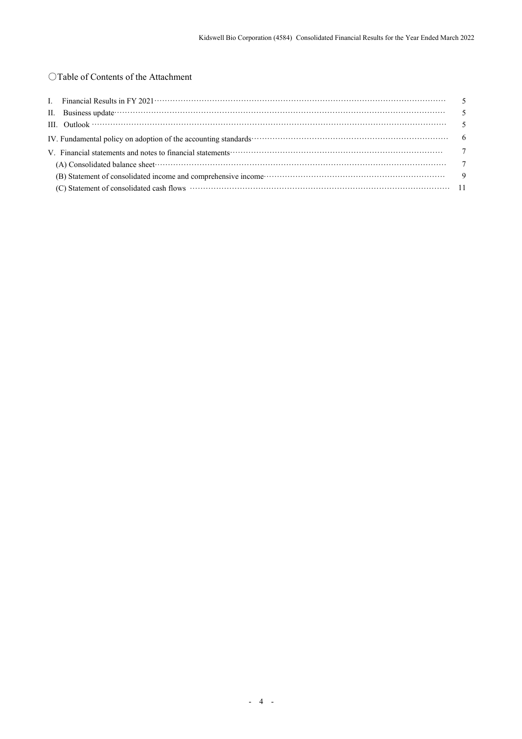## ○Table of Contents of the Attachment

| | |
|---|---|
| I. Financial Results in FY 2021 | 5 |
| II. Business update | 5 |
| III. Outlook | 5 |
| IV. Fundamental policy on adoption of the accounting standards | 6 |
| V. Financial statements and notes to financial statements | 7 |
| (A) Consolidated balance sheet | 7 |
| (B) Statement of consolidated income and comprehensive income | 9 |
| (C) Statement of consolidated cash flows | 11 |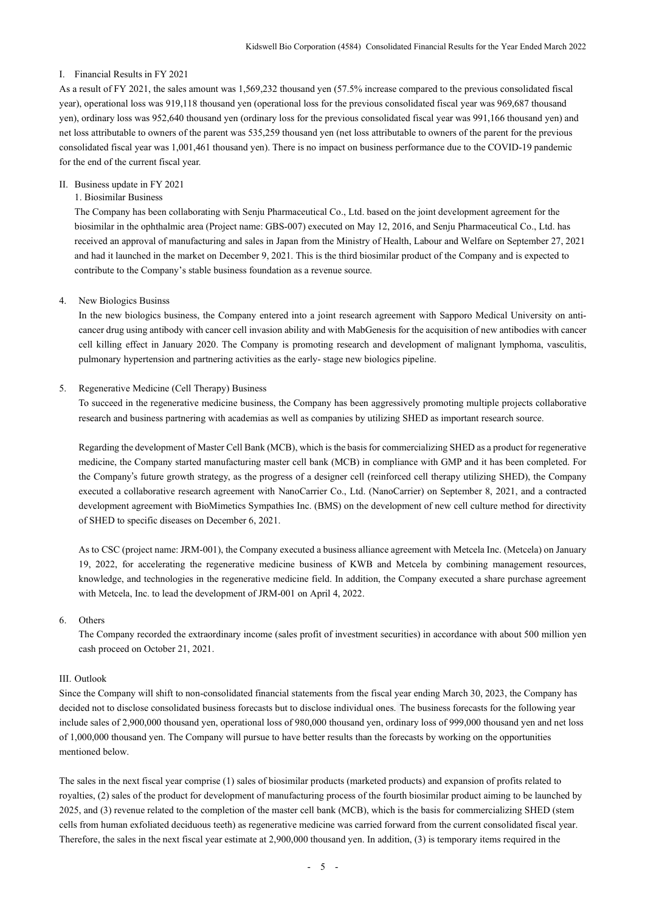## I. Financial Results in FY 2021

As a result of FY 2021, the sales amount was 1,569,232 thousand yen (57.5% increase compared to the previous consolidated fiscal year), operational loss was 919,118 thousand yen (operational loss for the previous consolidated fiscal year was 969,687 thousand yen), ordinary loss was 952,640 thousand yen (ordinary loss for the previous consolidated fiscal year was 991,166 thousand yen) and net loss attributable to owners of the parent was 535,259 thousand yen (net loss attributable to owners of the parent for the previous consolidated fiscal year was 1,001,461 thousand yen). There is no impact on business performance due to the COVID-19 pandemic for the end of the current fiscal year.

## II. Business update in FY 2021

### 1. Biosimilar Business

The Company has been collaborating with Senju Pharmaceutical Co., Ltd. based on the joint development agreement for the biosimilar in the ophthalmic area (Project name: GBS-007) executed on May 12, 2016, and Senju Pharmaceutical Co., Ltd. has received an approval of manufacturing and sales in Japan from the Ministry of Health, Labour and Welfare on September 27, 2021 and had it launched in the market on December 9, 2021. This is the third biosimilar product of the Company and is expected to contribute to the Company's stable business foundation as a revenue source.

### 4. New Biologics Businss

In the new biologics business, the Company entered into a joint research agreement with Sapporo Medical University on anti-cancer drug using antibody with cancer cell invasion ability and with MabGenesis for the acquisition of new antibodies with cancer cell killing effect in January 2020. The Company is promoting research and development of malignant lymphoma, vasculitis, pulmonary hypertension and partnering activities as the early- stage new biologics pipeline.

### 5. Regenerative Medicine (Cell Therapy) Business

To succeed in the regenerative medicine business, the Company has been aggressively promoting multiple projects collaborative research and business partnering with academias as well as companies by utilizing SHED as important research source.

Regarding the development of Master Cell Bank (MCB), which is the basis for commercializing SHED as a product for regenerative medicine, the Company started manufacturing master cell bank (MCB) in compliance with GMP and it has been completed. For the Company's future growth strategy, as the progress of a designer cell (reinforced cell therapy utilizing SHED), the Company executed a collaborative research agreement with NanoCarrier Co., Ltd. (NanoCarrier) on September 8, 2021, and a contracted development agreement with BioMimetics Sympathies Inc. (BMS) on the development of new cell culture method for directivity of SHED to specific diseases on December 6, 2021.

As to CSC (project name: JRM-001), the Company executed a business alliance agreement with Metcela Inc. (Metcela) on January 19, 2022, for accelerating the regenerative medicine business of KWB and Metcela by combining management resources, knowledge, and technologies in the regenerative medicine field. In addition, the Company executed a share purchase agreement with Metcela, Inc. to lead the development of JRM-001 on April 4, 2022.

### 6. Others

The Company recorded the extraordinary income (sales profit of investment securities) in accordance with about 500 million yen cash proceed on October 21, 2021.

## III. Outlook

Since the Company will shift to non-consolidated financial statements from the fiscal year ending March 30, 2023, the Company has decided not to disclose consolidated business forecasts but to disclose individual ones. The business forecasts for the following year include sales of 2,900,000 thousand yen, operational loss of 980,000 thousand yen, ordinary loss of 999,000 thousand yen and net loss of 1,000,000 thousand yen. The Company will pursue to have better results than the forecasts by working on the opportunities mentioned below.

The sales in the next fiscal year comprise (1) sales of biosimilar products (marketed products) and expansion of profits related to royalties, (2) sales of the product for development of manufacturing process of the fourth biosimilar product aiming to be launched by 2025, and (3) revenue related to the completion of the master cell bank (MCB), which is the basis for commercializing SHED (stem cells from human exfoliated deciduous teeth) as regenerative medicine was carried forward from the current consolidated fiscal year. Therefore, the sales in the next fiscal year estimate at 2,900,000 thousand yen. In addition, (3) is temporary items required in the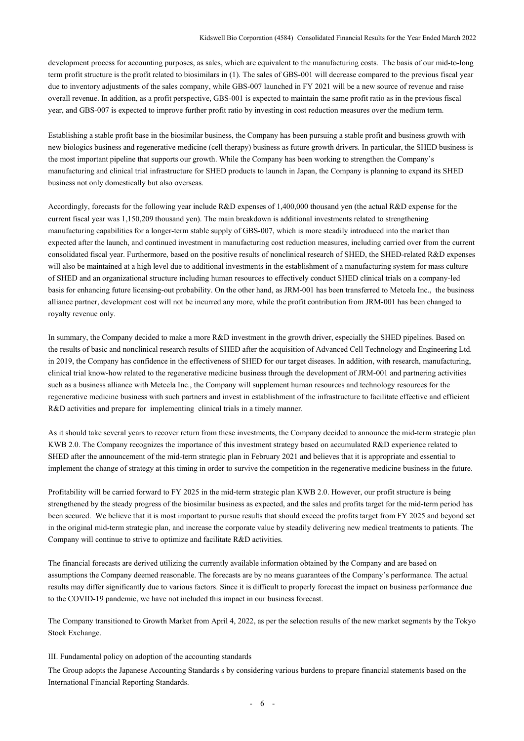development process for accounting purposes, as sales, which are equivalent to the manufacturing costs. The basis of our mid-to-long term profit structure is the profit related to biosimilars in (1). The sales of GBS-001 will decrease compared to the previous fiscal year due to inventory adjustments of the sales company, while GBS-007 launched in FY 2021 will be a new source of revenue and raise overall revenue. In addition, as a profit perspective, GBS-001 is expected to maintain the same profit ratio as in the previous fiscal year, and GBS-007 is expected to improve further profit ratio by investing in cost reduction measures over the medium term.

Establishing a stable profit base in the biosimilar business, the Company has been pursuing a stable profit and business growth with new biologics business and regenerative medicine (cell therapy) business as future growth drivers. In particular, the SHED business is the most important pipeline that supports our growth. While the Company has been working to strengthen the Company's manufacturing and clinical trial infrastructure for SHED products to launch in Japan, the Company is planning to expand its SHED business not only domestically but also overseas.

Accordingly, forecasts for the following year include R&D expenses of 1,400,000 thousand yen (the actual R&D expense for the current fiscal year was 1,150,209 thousand yen). The main breakdown is additional investments related to strengthening manufacturing capabilities for a longer-term stable supply of GBS-007, which is more steadily introduced into the market than expected after the launch, and continued investment in manufacturing cost reduction measures, including carried over from the current consolidated fiscal year. Furthermore, based on the positive results of nonclinical research of SHED, the SHED-related R&D expenses will also be maintained at a high level due to additional investments in the establishment of a manufacturing system for mass culture of SHED and an organizational structure including human resources to effectively conduct SHED clinical trials on a company-led basis for enhancing future licensing-out probability. On the other hand, as JRM-001 has been transferred to Metcela Inc., the business alliance partner, development cost will not be incurred any more, while the profit contribution from JRM-001 has been changed to royalty revenue only.

In summary, the Company decided to make a more R&D investment in the growth driver, especially the SHED pipelines. Based on the results of basic and nonclinical research results of SHED after the acquisition of Advanced Cell Technology and Engineering Ltd. in 2019, the Company has confidence in the effectiveness of SHED for our target diseases. In addition, with research, manufacturing, clinical trial know-how related to the regenerative medicine business through the development of JRM-001 and partnering activities such as a business alliance with Metcela Inc., the Company will supplement human resources and technology resources for the regenerative medicine business with such partners and invest in establishment of the infrastructure to facilitate effective and efficient R&D activities and prepare for implementing clinical trials in a timely manner.

As it should take several years to recover return from these investments, the Company decided to announce the mid-term strategic plan KWB 2.0. The Company recognizes the importance of this investment strategy based on accumulated R&D experience related to SHED after the announcement of the mid-term strategic plan in February 2021 and believes that it is appropriate and essential to implement the change of strategy at this timing in order to survive the competition in the regenerative medicine business in the future.

Profitability will be carried forward to FY 2025 in the mid-term strategic plan KWB 2.0. However, our profit structure is being strengthened by the steady progress of the biosimilar business as expected, and the sales and profits target for the mid-term period has been secured. We believe that it is most important to pursue results that should exceed the profits target from FY 2025 and beyond set in the original mid-term strategic plan, and increase the corporate value by steadily delivering new medical treatments to patients. The Company will continue to strive to optimize and facilitate R&D activities.

The financial forecasts are derived utilizing the currently available information obtained by the Company and are based on assumptions the Company deemed reasonable. The forecasts are by no means guarantees of the Company's performance. The actual results may differ significantly due to various factors. Since it is difficult to properly forecast the impact on business performance due to the COVID-19 pandemic, we have not included this impact in our business forecast.

The Company transitioned to Growth Market from April 4, 2022, as per the selection results of the new market segments by the Tokyo Stock Exchange.

## III. Fundamental policy on adoption of the accounting standards

The Group adopts the Japanese Accounting Standards s by considering various burdens to prepare financial statements based on the International Financial Reporting Standards.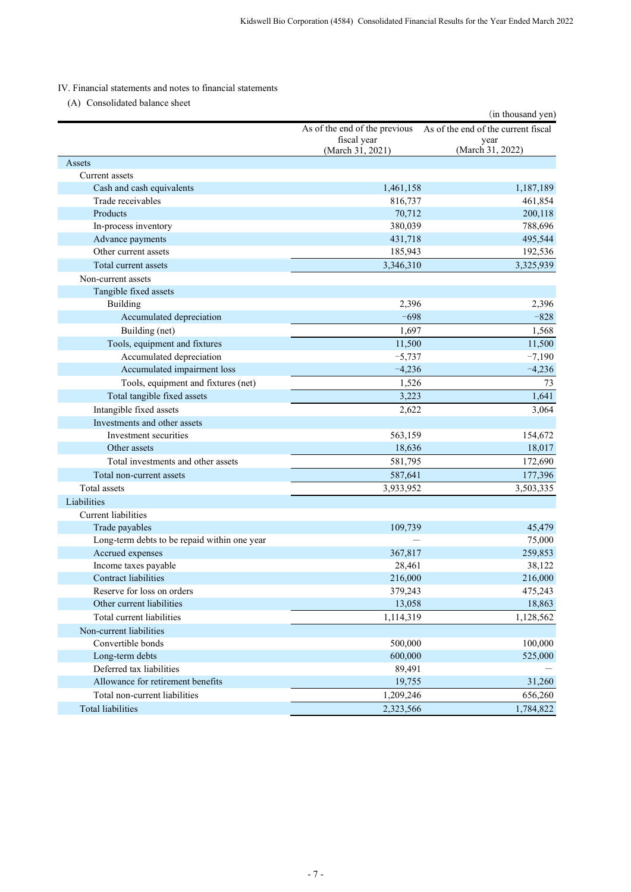## IV. Financial statements and notes to financial statements

### (A) Consolidated balance sheet

(in thousand yen)

| | As of the end of the previous fiscal year (March 31, 2021) | As of the end of the current fiscal year (March 31, 2022) |
|---|---|---|
| Assets | | |
| Current assets | | |
| Cash and cash equivalents | 1,461,158 | 1,187,189 |
| Trade receivables | 816,737 | 461,854 |
| Products | 70,712 | 200,118 |
| In-process inventory | 380,039 | 788,696 |
| Advance payments | 431,718 | 495,544 |
| Other current assets | 185,943 | 192,536 |
| Total current assets | 3,346,310 | 3,325,939 |
| Non-current assets | | |
| Tangible fixed assets | | |
| Building | 2,396 | 2,396 |
| Accumulated depreciation | −698 | −828 |
| Building (net) | 1,697 | 1,568 |
| Tools, equipment and fixtures | 11,500 | 11,500 |
| Accumulated depreciation | −5,737 | −7,190 |
| Accumulated impairment loss | −4,236 | −4,236 |
| Tools, equipment and fixtures (net) | 1,526 | 73 |
| Total tangible fixed assets | 3,223 | 1,641 |
| Intangible fixed assets | 2,622 | 3,064 |
| Investments and other assets | | |
| Investment securities | 563,159 | 154,672 |
| Other assets | 18,636 | 18,017 |
| Total investments and other assets | 581,795 | 172,690 |
| Total non-current assets | 587,641 | 177,396 |
| Total assets | 3,933,952 | 3,503,335 |
| Liabilities | | |
| Current liabilities | | |
| Trade payables | 109,739 | 45,479 |
| Long-term debts to be repaid within one year | — | 75,000 |
| Accrued expenses | 367,817 | 259,853 |
| Income taxes payable | 28,461 | 38,122 |
| Contract liabilities | 216,000 | 216,000 |
| Reserve for loss on orders | 379,243 | 475,243 |
| Other current liabilities | 13,058 | 18,863 |
| Total current liabilities | 1,114,319 | 1,128,562 |
| Non-current liabilities | | |
| Convertible bonds | 500,000 | 100,000 |
| Long-term debts | 600,000 | 525,000 |
| Deferred tax liabilities | 89,491 | — |
| Allowance for retirement benefits | 19,755 | 31,260 |
| Total non-current liabilities | 1,209,246 | 656,260 |
| Total liabilities | 2,323,566 | 1,784,822 |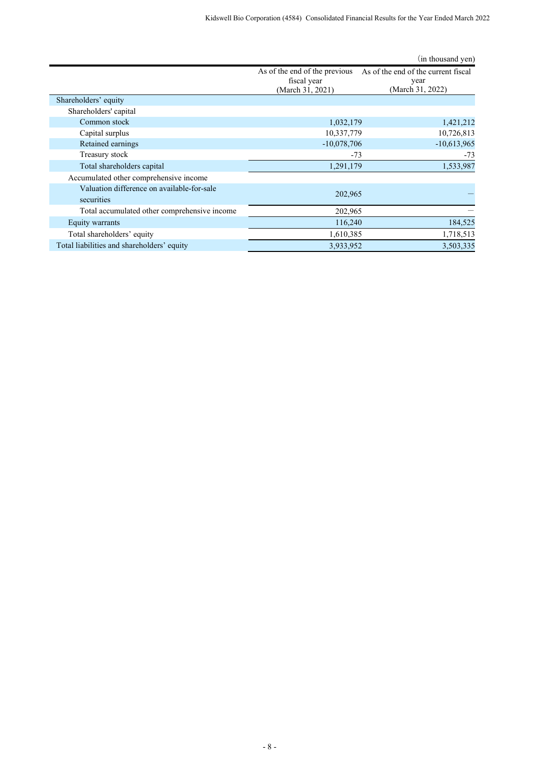(in thousand yen)

| | As of the end of the previous fiscal year (March 31, 2021) | As of the end of the current fiscal year (March 31, 2022) |
|---|---|---|
| Shareholders' equity | | |
| Shareholders' capital | | |
| Common stock | 1,032,179 | 1,421,212 |
| Capital surplus | 10,337,779 | 10,726,813 |
| Retained earnings | -10,078,706 | -10,613,965 |
| Treasury stock | -73 | -73 |
| Total shareholders capital | 1,291,179 | 1,533,987 |
| Accumulated other comprehensive income | | |
| Valuation difference on available-for-sale securities | 202,965 | — |
| Total accumulated other comprehensive income | 202,965 | — |
| Equity warrants | 116,240 | 184,525 |
| Total shareholders' equity | 1,610,385 | 1,718,513 |
| Total liabilities and shareholders' equity | 3,933,952 | 3,503,335 |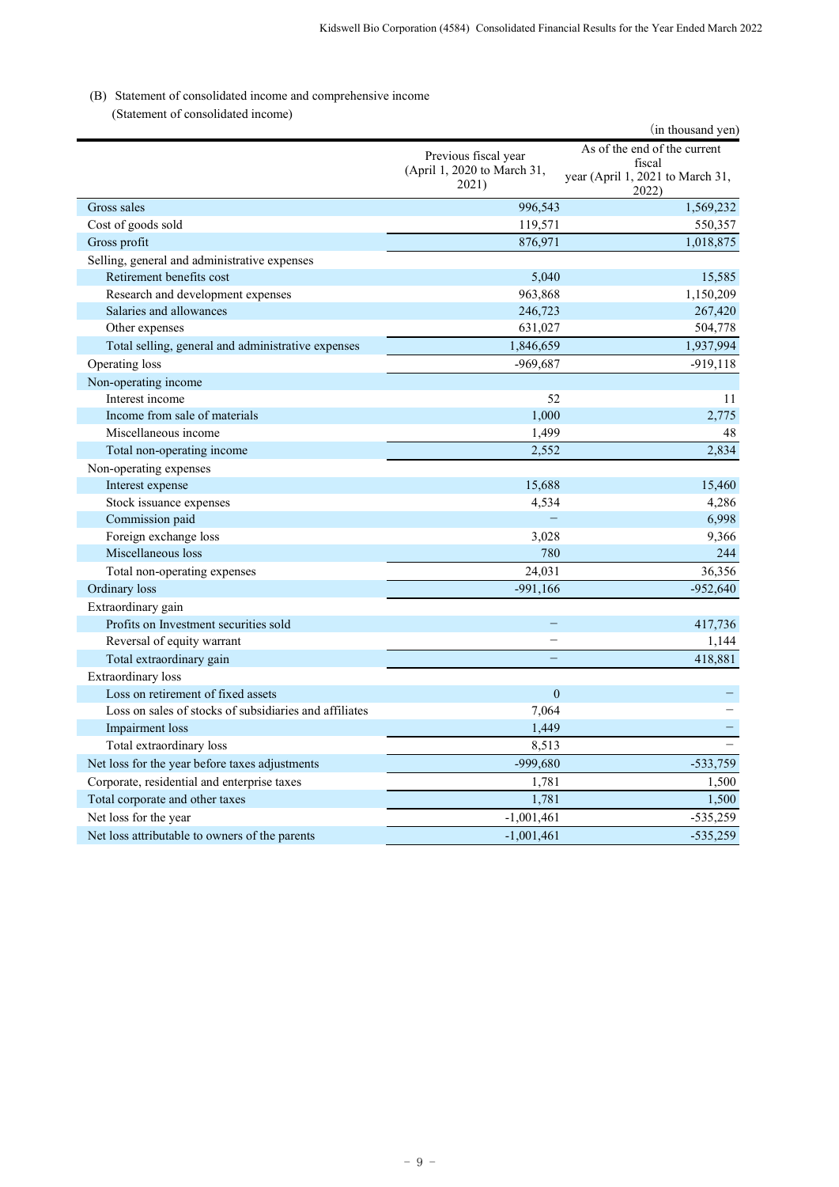(B) Statement of consolidated income and comprehensive income

(Statement of consolidated income)

（in thousand yen）

| | Previous fiscal year (April 1, 2020 to March 31, 2021) | As of the end of the current fiscal year (April 1, 2021 to March 31, 2022) |
|---|---|---|
| Gross sales | 996,543 | 1,569,232 |
| Cost of goods sold | 119,571 | 550,357 |
| Gross profit | 876,971 | 1,018,875 |
| Selling, general and administrative expenses | | |
| Retirement benefits cost | 5,040 | 15,585 |
| Research and development expenses | 963,868 | 1,150,209 |
| Salaries and allowances | 246,723 | 267,420 |
| Other expenses | 631,027 | 504,778 |
| Total selling, general and administrative expenses | 1,846,659 | 1,937,994 |
| Operating loss | -969,687 | -919,118 |
| Non-operating income | | |
| Interest income | 52 | 11 |
| Income from sale of materials | 1,000 | 2,775 |
| Miscellaneous income | 1,499 | 48 |
| Total non-operating income | 2,552 | 2,834 |
| Non-operating expenses | | |
| Interest expense | 15,688 | 15,460 |
| Stock issuance expenses | 4,534 | 4,286 |
| Commission paid | － | 6,998 |
| Foreign exchange loss | 3,028 | 9,366 |
| Miscellaneous loss | 780 | 244 |
| Total non-operating expenses | 24,031 | 36,356 |
| Ordinary loss | -991,166 | -952,640 |
| Extraordinary gain | | |
| Profits on Investment securities sold | － | 417,736 |
| Reversal of equity warrant | － | 1,144 |
| Total extraordinary gain | － | 418,881 |
| Extraordinary loss | | |
| Loss on retirement of fixed assets | 0 | － |
| Loss on sales of stocks of subsidiaries and affiliates | 7,064 | － |
| Impairment loss | 1,449 | － |
| Total extraordinary loss | 8,513 | － |
| Net loss for the year before taxes adjustments | -999,680 | -533,759 |
| Corporate, residential and enterprise taxes | 1,781 | 1,500 |
| Total corporate and other taxes | 1,781 | 1,500 |
| Net loss for the year | -1,001,461 | -535,259 |
| Net loss attributable to owners of the parents | -1,001,461 | -535,259 |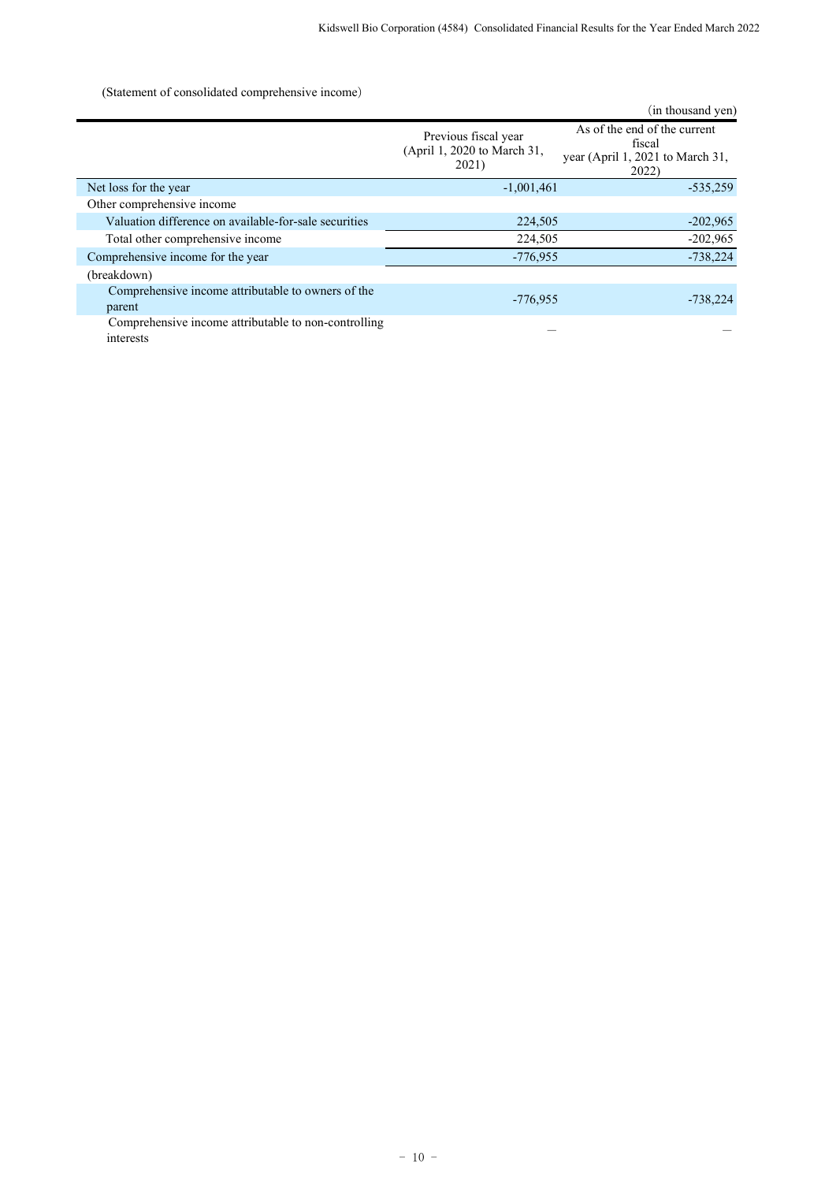(Statement of consolidated comprehensive income)

(in thousand yen)

| | Previous fiscal year (April 1, 2020 to March 31, 2021) | As of the end of the current fiscal year (April 1, 2021 to March 31, 2022) |
|---|---|---|
| Net loss for the year | -1,001,461 | -535,259 |
| Other comprehensive income | | |
| Valuation difference on available-for-sale securities | 224,505 | -202,965 |
| Total other comprehensive income | 224,505 | -202,965 |
| Comprehensive income for the year | -776,955 | -738,224 |
| (breakdown) | | |
| Comprehensive income attributable to owners of the parent | -776,955 | -738,224 |
| Comprehensive income attributable to non-controlling interests | — | — |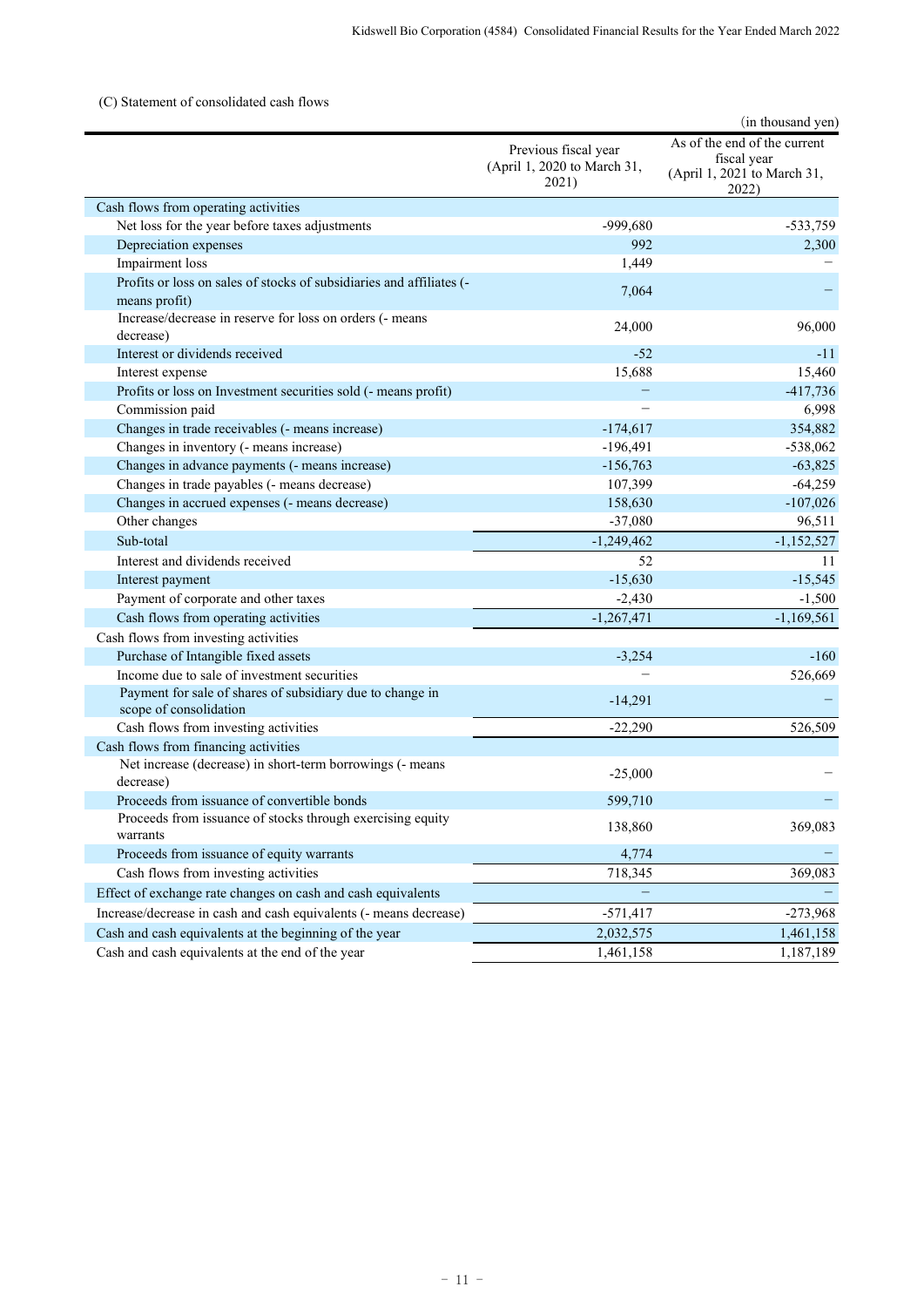(C) Statement of consolidated cash flows

(in thousand yen)

| | Previous fiscal year (April 1, 2020 to March 31, 2021) | As of the end of the current fiscal year (April 1, 2021 to March 31, 2022) |
|---|---|---|
| Cash flows from operating activities | | |
| Net loss for the year before taxes adjustments | -999,680 | -533,759 |
| Depreciation expenses | 992 | 2,300 |
| Impairment loss | 1,449 | − |
| Profits or loss on sales of stocks of subsidiaries and affiliates (- means profit) | 7,064 | − |
| Increase/decrease in reserve for loss on orders (- means decrease) | 24,000 | 96,000 |
| Interest or dividends received | -52 | -11 |
| Interest expense | 15,688 | 15,460 |
| Profits or loss on Investment securities sold (- means profit) | − | -417,736 |
| Commission paid | − | 6,998 |
| Changes in trade receivables (- means increase) | -174,617 | 354,882 |
| Changes in inventory (- means increase) | -196,491 | -538,062 |
| Changes in advance payments (- means increase) | -156,763 | -63,825 |
| Changes in trade payables (- means decrease) | 107,399 | -64,259 |
| Changes in accrued expenses (- means decrease) | 158,630 | -107,026 |
| Other changes | -37,080 | 96,511 |
| Sub-total | -1,249,462 | -1,152,527 |
| Interest and dividends received | 52 | 11 |
| Interest payment | -15,630 | -15,545 |
| Payment of corporate and other taxes | -2,430 | -1,500 |
| Cash flows from operating activities | -1,267,471 | -1,169,561 |
| Cash flows from investing activities | | |
| Purchase of Intangible fixed assets | -3,254 | -160 |
| Income due to sale of investment securities | − | 526,669 |
| Payment for sale of shares of subsidiary due to change in scope of consolidation | -14,291 | − |
| Cash flows from investing activities | -22,290 | 526,509 |
| Cash flows from financing activities | | |
| Net increase (decrease) in short-term borrowings (- means decrease) | -25,000 | − |
| Proceeds from issuance of convertible bonds | 599,710 | − |
| Proceeds from issuance of stocks through exercising equity warrants | 138,860 | 369,083 |
| Proceeds from issuance of equity warrants | 4,774 | − |
| Cash flows from investing activities | 718,345 | 369,083 |
| Effect of exchange rate changes on cash and cash equivalents | − | − |
| Increase/decrease in cash and cash equivalents (- means decrease) | -571,417 | -273,968 |
| Cash and cash equivalents at the beginning of the year | 2,032,575 | 1,461,158 |
| Cash and cash equivalents at the end of the year | 1,461,158 | 1,187,189 |